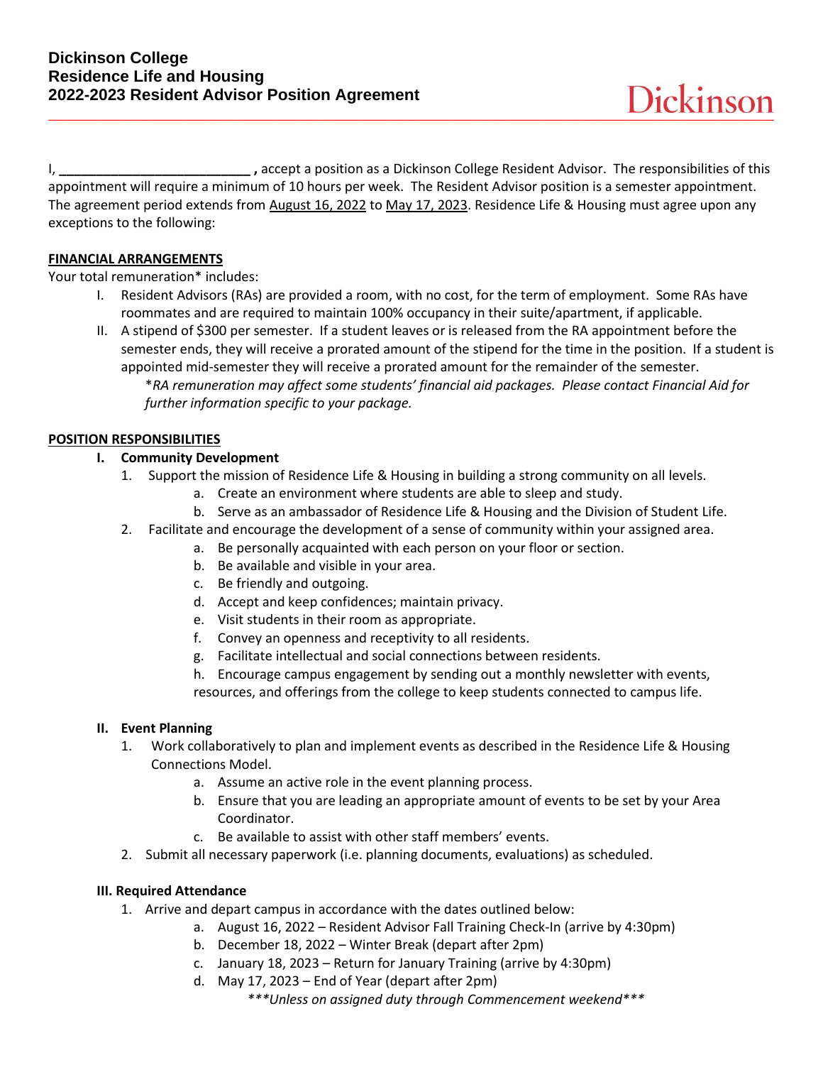# Dickinson College
# Residence Life and Housing
# 2022-2023 Resident Advisor Position Agreement

Dickinson

I, **_________________________ ,** accept a position as a Dickinson College Resident Advisor. The responsibilities of this appointment will require a minimum of 10 hours per week. The Resident Advisor position is a semester appointment. The agreement period extends from August 16, 2022 to May 17, 2023. Residence Life & Housing must agree upon any exceptions to the following:

## FINANCIAL ARRANGEMENTS

Your total remuneration* includes:

I. Resident Advisors (RAs) are provided a room, with no cost, for the term of employment. Some RAs have roommates and are required to maintain 100% occupancy in their suite/apartment, if applicable.

II. A stipend of $300 per semester. If a student leaves or is released from the RA appointment before the semester ends, they will receive a prorated amount of the stipend for the time in the position. If a student is appointed mid-semester they will receive a prorated amount for the remainder of the semester.

*\*RA remuneration may affect some students' financial aid packages. Please contact Financial Aid for further information specific to your package.*

## POSITION RESPONSIBILITIES

### I. Community Development

1. Support the mission of Residence Life & Housing in building a strong community on all levels.
   a. Create an environment where students are able to sleep and study.
   b. Serve as an ambassador of Residence Life & Housing and the Division of Student Life.
2. Facilitate and encourage the development of a sense of community within your assigned area.
   a. Be personally acquainted with each person on your floor or section.
   b. Be available and visible in your area.
   c. Be friendly and outgoing.
   d. Accept and keep confidences; maintain privacy.
   e. Visit students in their room as appropriate.
   f. Convey an openness and receptivity to all residents.
   g. Facilitate intellectual and social connections between residents.
   h. Encourage campus engagement by sending out a monthly newsletter with events, resources, and offerings from the college to keep students connected to campus life.

### II. Event Planning

1. Work collaboratively to plan and implement events as described in the Residence Life & Housing Connections Model.
   a. Assume an active role in the event planning process.
   b. Ensure that you are leading an appropriate amount of events to be set by your Area Coordinator.
   c. Be available to assist with other staff members' events.
2. Submit all necessary paperwork (i.e. planning documents, evaluations) as scheduled.

### III. Required Attendance

1. Arrive and depart campus in accordance with the dates outlined below:
   a. August 16, 2022 – Resident Advisor Fall Training Check-In (arrive by 4:30pm)
   b. December 18, 2022 – Winter Break (depart after 2pm)
   c. January 18, 2023 – Return for January Training (arrive by 4:30pm)
   d. May 17, 2023 – End of Year (depart after 2pm)

   *\*\*\*Unless on assigned duty through Commencement weekend\*\*\**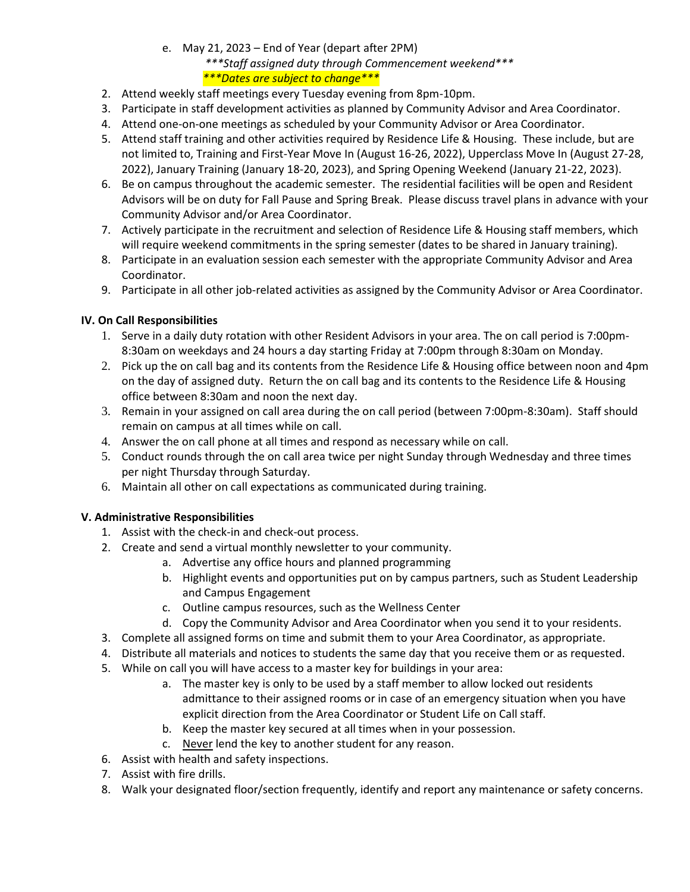e. May 21, 2023 – End of Year (depart after 2PM)

      ****Staff assigned duty through Commencement weekend****

      ****Dates are subject to change****

2. Attend weekly staff meetings every Tuesday evening from 8pm-10pm.
3. Participate in staff development activities as planned by Community Advisor and Area Coordinator.
4. Attend one-on-one meetings as scheduled by your Community Advisor or Area Coordinator.
5. Attend staff training and other activities required by Residence Life & Housing. These include, but are not limited to, Training and First-Year Move In (August 16-26, 2022), Upperclass Move In (August 27-28, 2022), January Training (January 18-20, 2023), and Spring Opening Weekend (January 21-22, 2023).
6. Be on campus throughout the academic semester. The residential facilities will be open and Resident Advisors will be on duty for Fall Pause and Spring Break. Please discuss travel plans in advance with your Community Advisor and/or Area Coordinator.
7. Actively participate in the recruitment and selection of Residence Life & Housing staff members, which will require weekend commitments in the spring semester (dates to be shared in January training).
8. Participate in an evaluation session each semester with the appropriate Community Advisor and Area Coordinator.
9. Participate in all other job-related activities as assigned by the Community Advisor or Area Coordinator.

**IV. On Call Responsibilities**

1. Serve in a daily duty rotation with other Resident Advisors in your area. The on call period is 7:00pm-8:30am on weekdays and 24 hours a day starting Friday at 7:00pm through 8:30am on Monday.
2. Pick up the on call bag and its contents from the Residence Life & Housing office between noon and 4pm on the day of assigned duty. Return the on call bag and its contents to the Residence Life & Housing office between 8:30am and noon the next day.
3. Remain in your assigned on call area during the on call period (between 7:00pm-8:30am). Staff should remain on campus at all times while on call.
4. Answer the on call phone at all times and respond as necessary while on call.
5. Conduct rounds through the on call area twice per night Sunday through Wednesday and three times per night Thursday through Saturday.
6. Maintain all other on call expectations as communicated during training.

**V. Administrative Responsibilities**

1. Assist with the check-in and check-out process.
2. Create and send a virtual monthly newsletter to your community.
   a. Advertise any office hours and planned programming
   b. Highlight events and opportunities put on by campus partners, such as Student Leadership and Campus Engagement
   c. Outline campus resources, such as the Wellness Center
   d. Copy the Community Advisor and Area Coordinator when you send it to your residents.
3. Complete all assigned forms on time and submit them to your Area Coordinator, as appropriate.
4. Distribute all materials and notices to students the same day that you receive them or as requested.
5. While on call you will have access to a master key for buildings in your area:
   a. The master key is only to be used by a staff member to allow locked out residents admittance to their assigned rooms or in case of an emergency situation when you have explicit direction from the Area Coordinator or Student Life on Call staff.
   b. Keep the master key secured at all times when in your possession.
   c. <u>Never</u> lend the key to another student for any reason.
6. Assist with health and safety inspections.
7. Assist with fire drills.
8. Walk your designated floor/section frequently, identify and report any maintenance or safety concerns.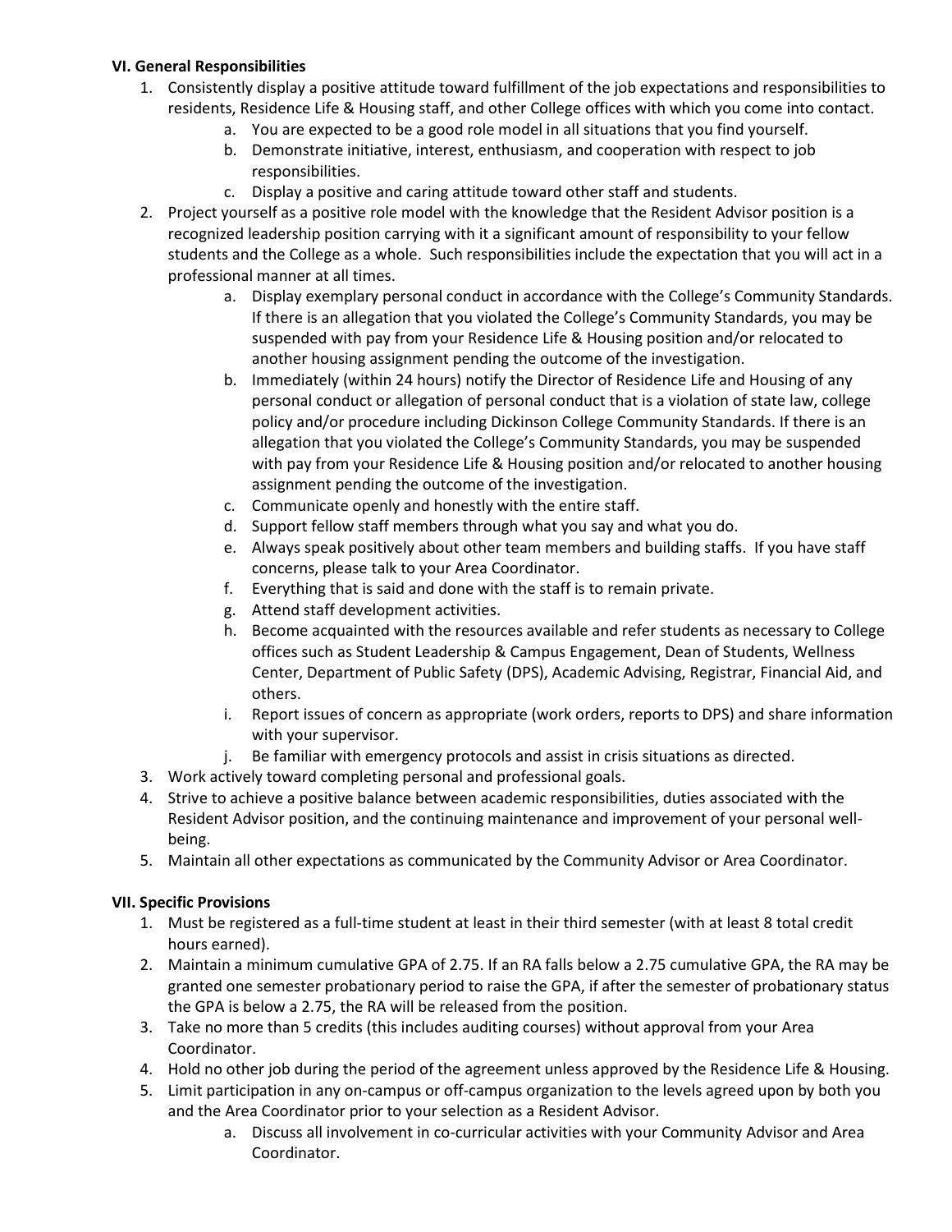### VI. General Responsibilities

1. Consistently display a positive attitude toward fulfillment of the job expectations and responsibilities to residents, Residence Life & Housing staff, and other College offices with which you come into contact.
    a. You are expected to be a good role model in all situations that you find yourself.
    b. Demonstrate initiative, interest, enthusiasm, and cooperation with respect to job responsibilities.
    c. Display a positive and caring attitude toward other staff and students.
2. Project yourself as a positive role model with the knowledge that the Resident Advisor position is a recognized leadership position carrying with it a significant amount of responsibility to your fellow students and the College as a whole. Such responsibilities include the expectation that you will act in a professional manner at all times.
    a. Display exemplary personal conduct in accordance with the College's Community Standards. If there is an allegation that you violated the College's Community Standards, you may be suspended with pay from your Residence Life & Housing position and/or relocated to another housing assignment pending the outcome of the investigation.
    b. Immediately (within 24 hours) notify the Director of Residence Life and Housing of any personal conduct or allegation of personal conduct that is a violation of state law, college policy and/or procedure including Dickinson College Community Standards. If there is an allegation that you violated the College's Community Standards, you may be suspended with pay from your Residence Life & Housing position and/or relocated to another housing assignment pending the outcome of the investigation.
    c. Communicate openly and honestly with the entire staff.
    d. Support fellow staff members through what you say and what you do.
    e. Always speak positively about other team members and building staffs. If you have staff concerns, please talk to your Area Coordinator.
    f. Everything that is said and done with the staff is to remain private.
    g. Attend staff development activities.
    h. Become acquainted with the resources available and refer students as necessary to College offices such as Student Leadership & Campus Engagement, Dean of Students, Wellness Center, Department of Public Safety (DPS), Academic Advising, Registrar, Financial Aid, and others.
    i. Report issues of concern as appropriate (work orders, reports to DPS) and share information with your supervisor.
    j. Be familiar with emergency protocols and assist in crisis situations as directed.
3. Work actively toward completing personal and professional goals.
4. Strive to achieve a positive balance between academic responsibilities, duties associated with the Resident Advisor position, and the continuing maintenance and improvement of your personal well-being.
5. Maintain all other expectations as communicated by the Community Advisor or Area Coordinator.

### VII. Specific Provisions

1. Must be registered as a full-time student at least in their third semester (with at least 8 total credit hours earned).
2. Maintain a minimum cumulative GPA of 2.75. If an RA falls below a 2.75 cumulative GPA, the RA may be granted one semester probationary period to raise the GPA, if after the semester of probationary status the GPA is below a 2.75, the RA will be released from the position.
3. Take no more than 5 credits (this includes auditing courses) without approval from your Area Coordinator.
4. Hold no other job during the period of the agreement unless approved by the Residence Life & Housing.
5. Limit participation in any on-campus or off-campus organization to the levels agreed upon by both you and the Area Coordinator prior to your selection as a Resident Advisor.
    a. Discuss all involvement in co-curricular activities with your Community Advisor and Area Coordinator.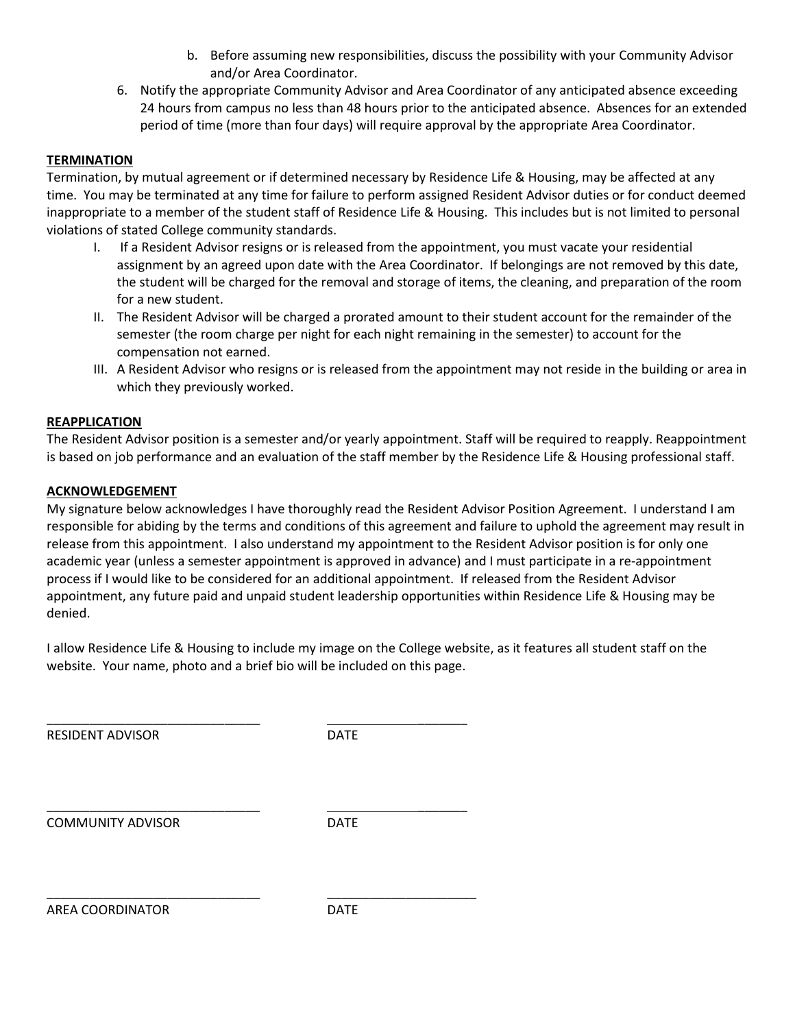b. Before assuming new responsibilities, discuss the possibility with your Community Advisor and/or Area Coordinator.

6. Notify the appropriate Community Advisor and Area Coordinator of any anticipated absence exceeding 24 hours from campus no less than 48 hours prior to the anticipated absence. Absences for an extended period of time (more than four days) will require approval by the appropriate Area Coordinator.

**TERMINATION**

Termination, by mutual agreement or if determined necessary by Residence Life & Housing, may be affected at any time. You may be terminated at any time for failure to perform assigned Resident Advisor duties or for conduct deemed inappropriate to a member of the student staff of Residence Life & Housing. This includes but is not limited to personal violations of stated College community standards.

I. If a Resident Advisor resigns or is released from the appointment, you must vacate your residential assignment by an agreed upon date with the Area Coordinator. If belongings are not removed by this date, the student will be charged for the removal and storage of items, the cleaning, and preparation of the room for a new student.

II. The Resident Advisor will be charged a prorated amount to their student account for the remainder of the semester (the room charge per night for each night remaining in the semester) to account for the compensation not earned.

III. A Resident Advisor who resigns or is released from the appointment may not reside in the building or area in which they previously worked.

**REAPPLICATION**

The Resident Advisor position is a semester and/or yearly appointment. Staff will be required to reapply. Reappointment is based on job performance and an evaluation of the staff member by the Residence Life & Housing professional staff.

**ACKNOWLEDGEMENT**

My signature below acknowledges I have thoroughly read the Resident Advisor Position Agreement. I understand I am responsible for abiding by the terms and conditions of this agreement and failure to uphold the agreement may result in release from this appointment. I also understand my appointment to the Resident Advisor position is for only one academic year (unless a semester appointment is approved in advance) and I must participate in a re-appointment process if I would like to be considered for an additional appointment. If released from the Resident Advisor appointment, any future paid and unpaid student leadership opportunities within Residence Life & Housing may be denied.

I allow Residence Life & Housing to include my image on the College website, as it features all student staff on the website. Your name, photo and a brief bio will be included on this page.

______________________________ ____________________

RESIDENT ADVISOR DATE

______________________________ ____________________

COMMUNITY ADVISOR DATE

______________________________ ____________________

AREA COORDINATOR DATE